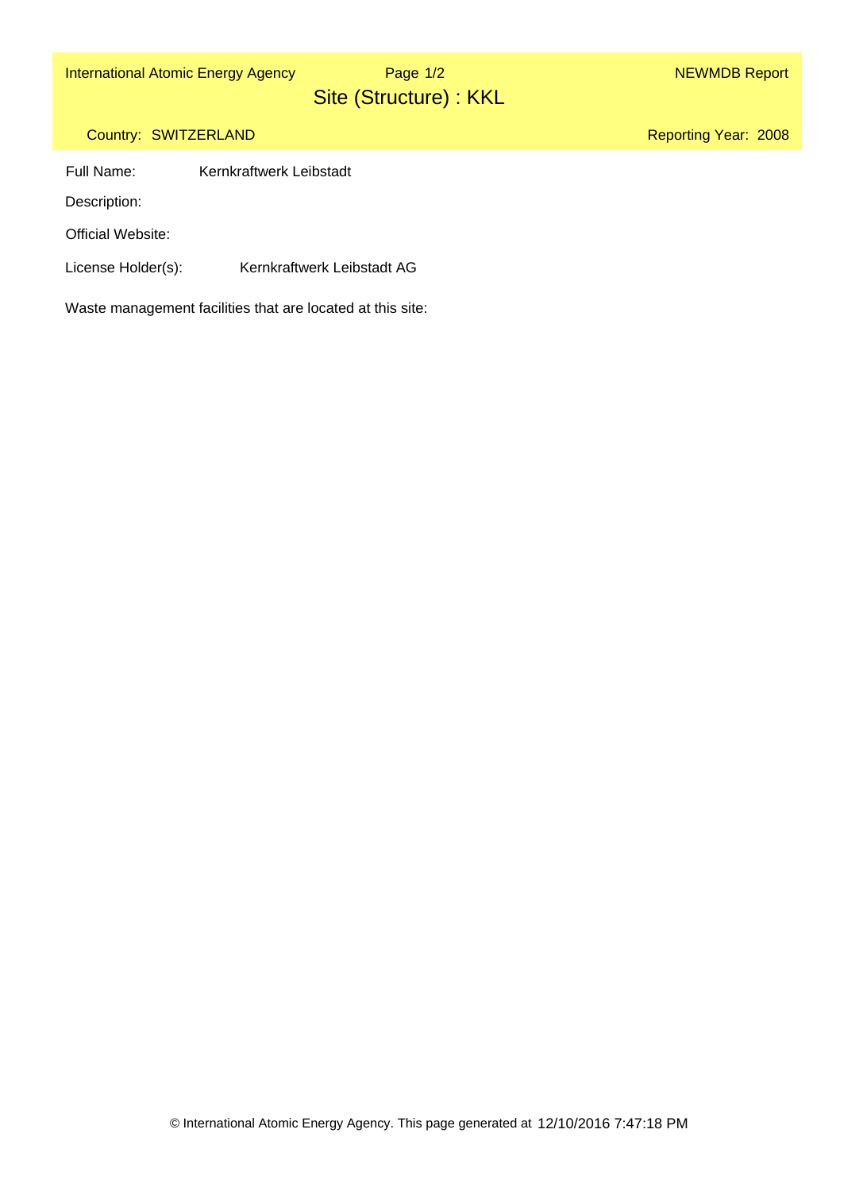International Atomic Energy Agency — NEWMDB Report

# Site (Structure) : KKL

Country: SWITZERLAND

Reporting Year: 2008

Full Name: Kernkraftwerk Leibstadt

Description:

Official Website:

License Holder(s): Kernkraftwerk Leibstadt AG

Waste management facilities that are located at this site: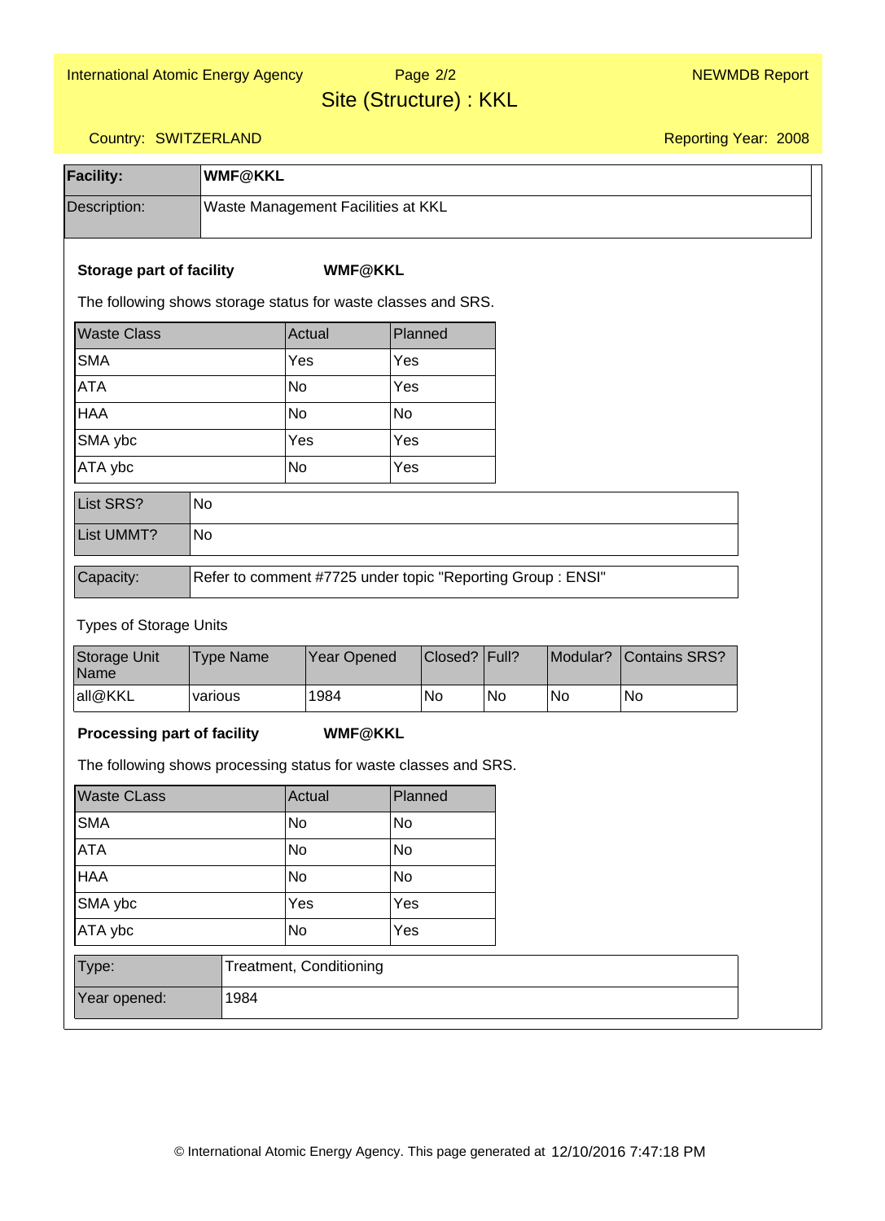## Site (Structure) : KKL

Country: SWITZERLAND

Reporting Year: 2008

| | |
|---|---|
| **Facility:** | **WMF@KKL** |
| Description: | Waste Management Facilities at KKL |

**Storage part of facility** **WMF@KKL**

The following shows storage status for waste classes and SRS.

| Waste Class | Actual | Planned |
|---|---|---|
| SMA | Yes | Yes |
| ATA | No | Yes |
| HAA | No | No |
| SMA ybc | Yes | Yes |
| ATA ybc | No | Yes |

| | |
|---|---|
| List SRS? | No |
| List UMMT? | No |

| | |
|---|---|
| Capacity: | Refer to comment #7725 under topic "Reporting Group : ENSI" |

Types of Storage Units

| Storage Unit Name | Type Name | Year Opened | Closed? | Full? | Modular? | Contains SRS? |
|---|---|---|---|---|---|---|
| all@KKL | various | 1984 | No | No | No | No |

**Processing part of facility** **WMF@KKL**

The following shows processing status for waste classes and SRS.

| Waste CLass | Actual | Planned |
|---|---|---|
| SMA | No | No |
| ATA | No | No |
| HAA | No | No |
| SMA ybc | Yes | Yes |
| ATA ybc | No | Yes |

| | |
|---|---|
| Type: | Treatment, Conditioning |
| Year opened: | 1984 |

© International Atomic Energy Agency. This page generated at 12/10/2016 7:47:18 PM